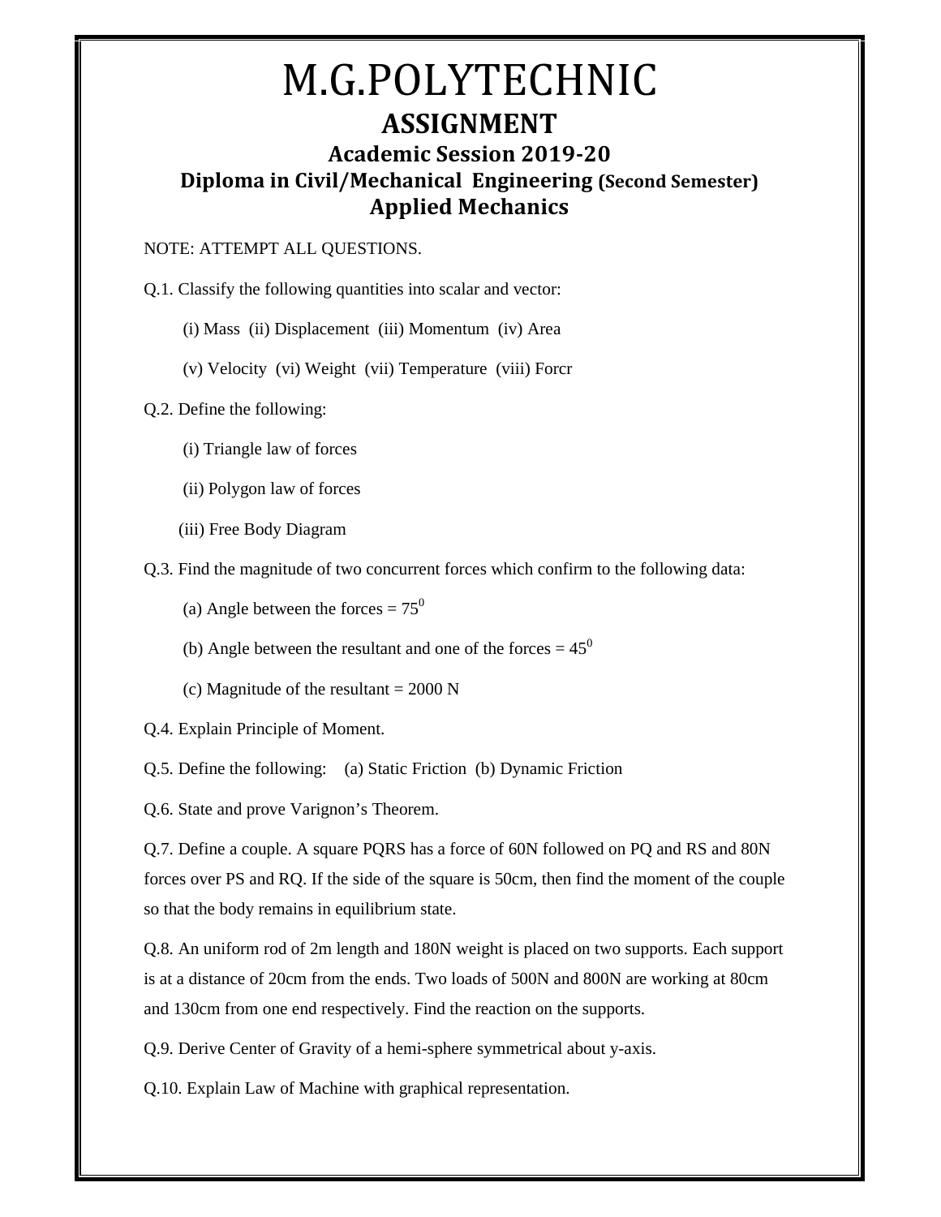# M.G.POLYTECHNIC

## ASSIGNMENT

### Academic Session 2019-20

### Diploma in Civil/Mechanical Engineering (Second Semester)

### Applied Mechanics

NOTE: ATTEMPT ALL QUESTIONS.

Q.1. Classify the following quantities into scalar and vector:

(i) Mass (ii) Displacement (iii) Momentum (iv) Area

(v) Velocity (vi) Weight (vii) Temperature (viii) Forcr

Q.2. Define the following:

(i) Triangle law of forces

(ii) Polygon law of forces

(iii) Free Body Diagram

Q.3. Find the magnitude of two concurrent forces which confirm to the following data:

(a) Angle between the forces = $75^0$

(b) Angle between the resultant and one of the forces = $45^0$

(c) Magnitude of the resultant = 2000 N

Q.4. Explain Principle of Moment.

Q.5. Define the following: (a) Static Friction (b) Dynamic Friction

Q.6. State and prove Varignon's Theorem.

Q.7. Define a couple. A square PQRS has a force of 60N followed on PQ and RS and 80N forces over PS and RQ. If the side of the square is 50cm, then find the moment of the couple so that the body remains in equilibrium state.

Q.8. An uniform rod of 2m length and 180N weight is placed on two supports. Each support is at a distance of 20cm from the ends. Two loads of 500N and 800N are working at 80cm and 130cm from one end respectively. Find the reaction on the supports.

Q.9. Derive Center of Gravity of a hemi-sphere symmetrical about y-axis.

Q.10. Explain Law of Machine with graphical representation.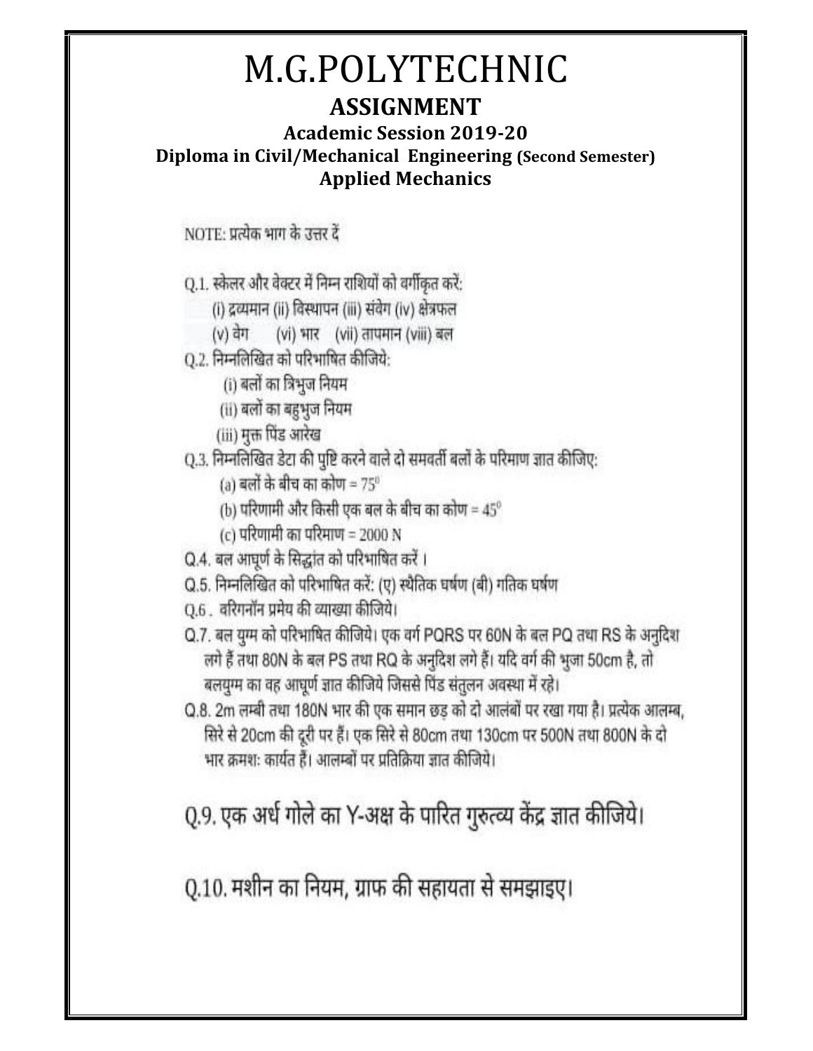# M.G.POLYTECHNIC

## ASSIGNMENT

**Academic Session 2019-20**

**Diploma in Civil/Mechanical Engineering (Second Semester)**

**Applied Mechanics**

NOTE: प्रत्येक भाग के उत्तर दें

Q.1. स्केलर और वेक्टर में निम्न राशियों को वर्गीकृत करें:
(i) द्रव्यमान (ii) विस्थापन (iii) संवेग (iv) क्षेत्रफल
(v) वेग (vi) भार (vii) तापमान (viii) बल

Q.2. निम्नलिखित को परिभाषित कीजिये:
(i) बलों का त्रिभुज नियम
(ii) बलों का बहुभुज नियम
(iii) मुक्त पिंड आरेख

Q.3. निम्नलिखित डेटा की पुष्टि करने वाले दो समवर्ती बलों के परिमाण ज्ञात कीजिए:
(a) बलों के बीच का कोण = $75^0$
(b) परिणामी और किसी एक बल के बीच का कोण = $45^0$
(c) परिणामी का परिमाण = 2000 N

Q.4. बल आघूर्ण के सिद्धांत को परिभाषित करें।

Q.5. निम्नलिखित को परिभाषित करें: (ए) स्थैतिक घर्षण (बी) गतिक घर्षण

Q.6. वरिगनॉन प्रमेय की व्याख्या कीजिये।

Q.7. बल युग्म को परिभाषित कीजिये। एक वर्ग PQRS पर 60N के बल PQ तथा RS के अनुदिश लगे हैं तथा 80N के बल PS तथा RQ के अनुदिश लगे हैं। यदि वर्ग की भुजा 50cm है, तो बलयुग्म का वह आघूर्ण ज्ञात कीजिये जिससे पिंड संतुलन अवस्था में रहे।

Q.8. 2m लम्बी तथा 180N भार की एक समान छड़ को दो आलंबों पर रखा गया है। प्रत्येक आलम्ब, सिरे से 20cm की दूरी पर हैं। एक सिरे से 80cm तथा 130cm पर 500N तथा 800N के दो भार क्रमशः कार्यत हैं। आलम्बों पर प्रतिक्रिया ज्ञात कीजिये।

Q.9. एक अर्ध गोले का Y-अक्ष के पारित गुरुत्व केंद्र ज्ञात कीजिये।

Q.10. मशीन का नियम, ग्राफ की सहायता से समझाइए।